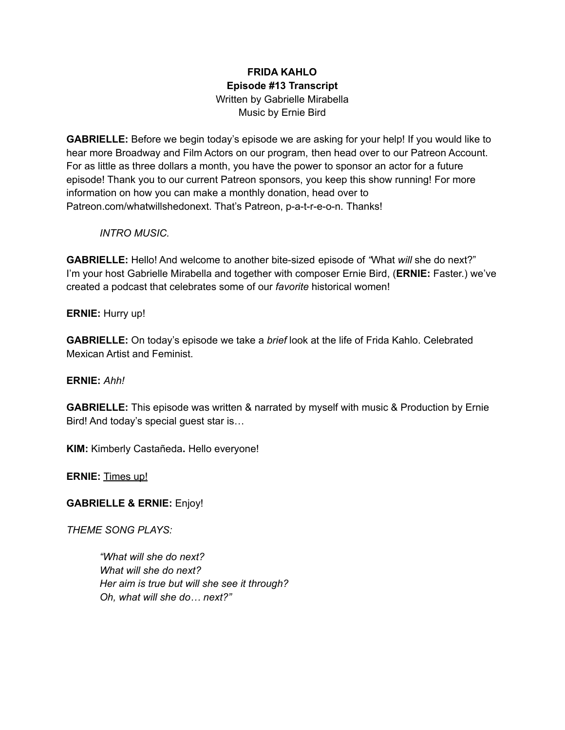**FRIDA KAHLO**
**Episode #13 Transcript**
Written by Gabrielle Mirabella
Music by Ernie Bird

**GABRIELLE:** Before we begin today's episode we are asking for your help! If you would like to hear more Broadway and Film Actors on our program, then head over to our Patreon Account. For as little as three dollars a month, you have the power to sponsor an actor for a future episode! Thank you to our current Patreon sponsors, you keep this show running! For more information on how you can make a monthly donation, head over to Patreon.com/whatwillshedonext. That's Patreon, p-a-t-r-e-o-n. Thanks!

*INTRO MUSIC.*

**GABRIELLE:** Hello! And welcome to another bite-sized episode of "What *will* she do next?" I'm your host Gabrielle Mirabella and together with composer Ernie Bird, (**ERNIE:** Faster.) we've created a podcast that celebrates some of our *favorite* historical women!

**ERNIE:** Hurry up!

**GABRIELLE:** On today's episode we take a *brief* look at the life of Frida Kahlo. Celebrated Mexican Artist and Feminist.

**ERNIE:** *Ahh!*

**GABRIELLE:** This episode was written & narrated by myself with music & Production by Ernie Bird! And today's special guest star is…

**KIM:** Kimberly Castañeda**.** Hello everyone!

**ERNIE:** <u>Times up!</u>

**GABRIELLE & ERNIE:** Enjoy!

*THEME SONG PLAYS:*

> *"What will she do next?*
> *What will she do next?*
> *Her aim is true but will she see it through?*
> *Oh, what will she do… next?"*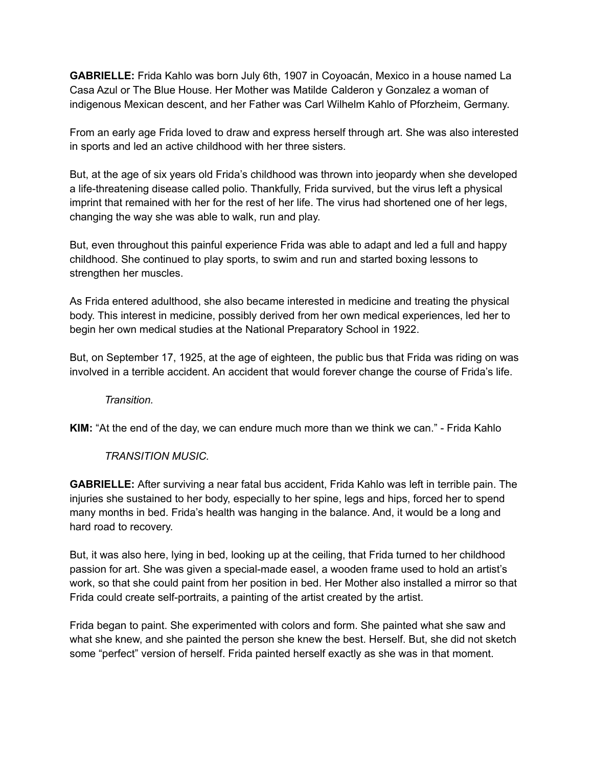**GABRIELLE:** Frida Kahlo was born July 6th, 1907 in Coyoacán, Mexico in a house named La Casa Azul or The Blue House. Her Mother was Matilde Calderon y Gonzalez a woman of indigenous Mexican descent, and her Father was Carl Wilhelm Kahlo of Pforzheim, Germany.

From an early age Frida loved to draw and express herself through art. She was also interested in sports and led an active childhood with her three sisters.

But, at the age of six years old Frida's childhood was thrown into jeopardy when she developed a life-threatening disease called polio. Thankfully, Frida survived, but the virus left a physical imprint that remained with her for the rest of her life. The virus had shortened one of her legs, changing the way she was able to walk, run and play.

But, even throughout this painful experience Frida was able to adapt and led a full and happy childhood. She continued to play sports, to swim and run and started boxing lessons to strengthen her muscles.

As Frida entered adulthood, she also became interested in medicine and treating the physical body. This interest in medicine, possibly derived from her own medical experiences, led her to begin her own medical studies at the National Preparatory School in 1922.

But, on September 17, 1925, at the age of eighteen, the public bus that Frida was riding on was involved in a terrible accident. An accident that would forever change the course of Frida's life.

*Transition.*

**KIM:** "At the end of the day, we can endure much more than we think we can." - Frida Kahlo

*TRANSITION MUSIC.*

**GABRIELLE:** After surviving a near fatal bus accident, Frida Kahlo was left in terrible pain. The injuries she sustained to her body, especially to her spine, legs and hips, forced her to spend many months in bed. Frida's health was hanging in the balance. And, it would be a long and hard road to recovery.

But, it was also here, lying in bed, looking up at the ceiling, that Frida turned to her childhood passion for art. She was given a special-made easel, a wooden frame used to hold an artist's work, so that she could paint from her position in bed. Her Mother also installed a mirror so that Frida could create self-portraits, a painting of the artist created by the artist.

Frida began to paint. She experimented with colors and form. She painted what she saw and what she knew, and she painted the person she knew the best. Herself. But, she did not sketch some "perfect" version of herself. Frida painted herself exactly as she was in that moment.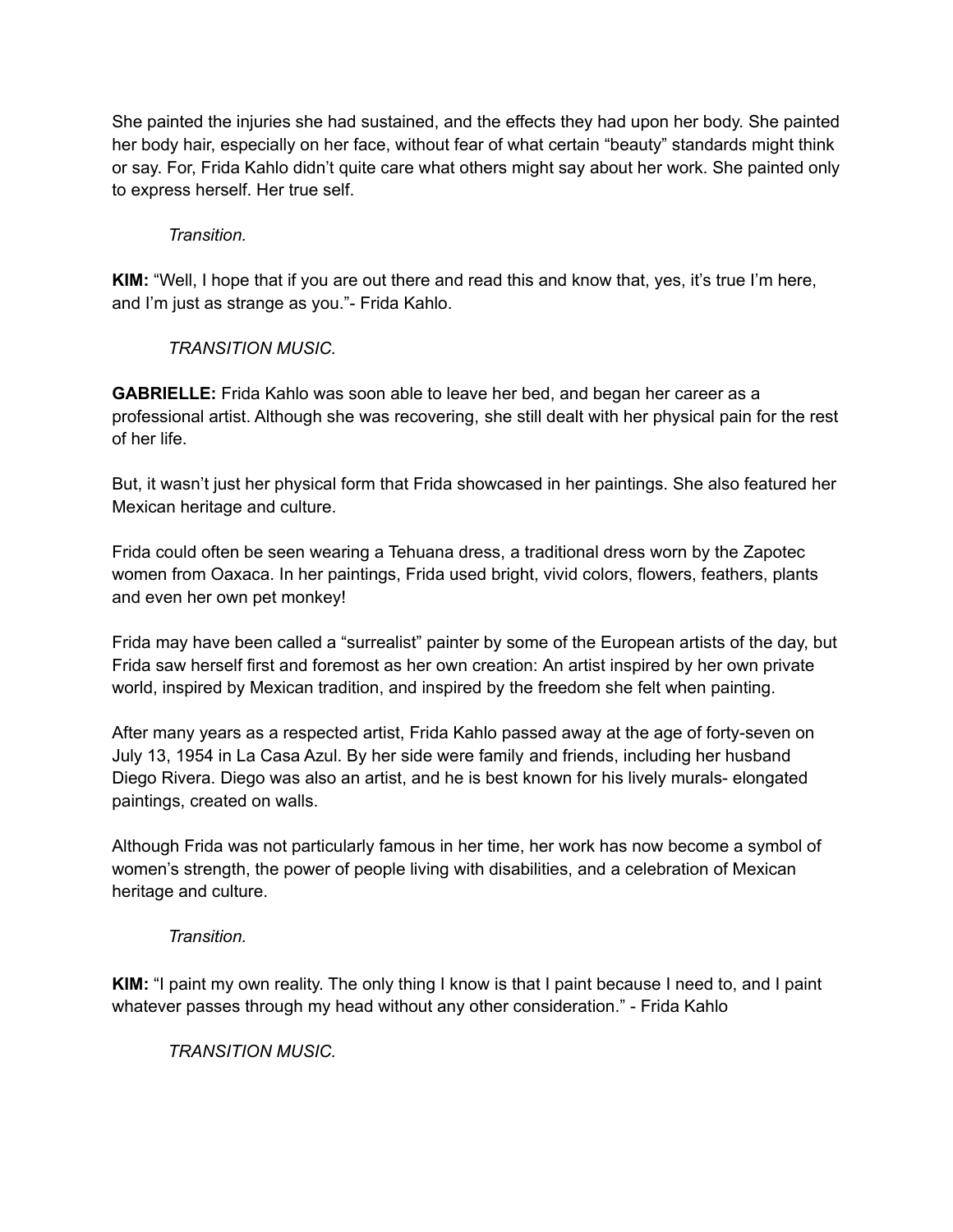She painted the injuries she had sustained, and the effects they had upon her body. She painted her body hair, especially on her face, without fear of what certain "beauty" standards might think or say. For, Frida Kahlo didn't quite care what others might say about her work. She painted only to express herself. Her true self.

*Transition.*

**KIM:** "Well, I hope that if you are out there and read this and know that, yes, it's true I'm here, and I'm just as strange as you."- Frida Kahlo.

*TRANSITION MUSIC.*

**GABRIELLE:** Frida Kahlo was soon able to leave her bed, and began her career as a professional artist. Although she was recovering, she still dealt with her physical pain for the rest of her life.

But, it wasn't just her physical form that Frida showcased in her paintings. She also featured her Mexican heritage and culture.

Frida could often be seen wearing a Tehuana dress, a traditional dress worn by the Zapotec women from Oaxaca. In her paintings, Frida used bright, vivid colors, flowers, feathers, plants and even her own pet monkey!

Frida may have been called a "surrealist" painter by some of the European artists of the day, but Frida saw herself first and foremost as her own creation: An artist inspired by her own private world, inspired by Mexican tradition, and inspired by the freedom she felt when painting.

After many years as a respected artist, Frida Kahlo passed away at the age of forty-seven on July 13, 1954 in La Casa Azul. By her side were family and friends, including her husband Diego Rivera. Diego was also an artist, and he is best known for his lively murals- elongated paintings, created on walls.

Although Frida was not particularly famous in her time, her work has now become a symbol of women's strength, the power of people living with disabilities, and a celebration of Mexican heritage and culture.

*Transition.*

**KIM:** "I paint my own reality. The only thing I know is that I paint because I need to, and I paint whatever passes through my head without any other consideration." - Frida Kahlo

*TRANSITION MUSIC.*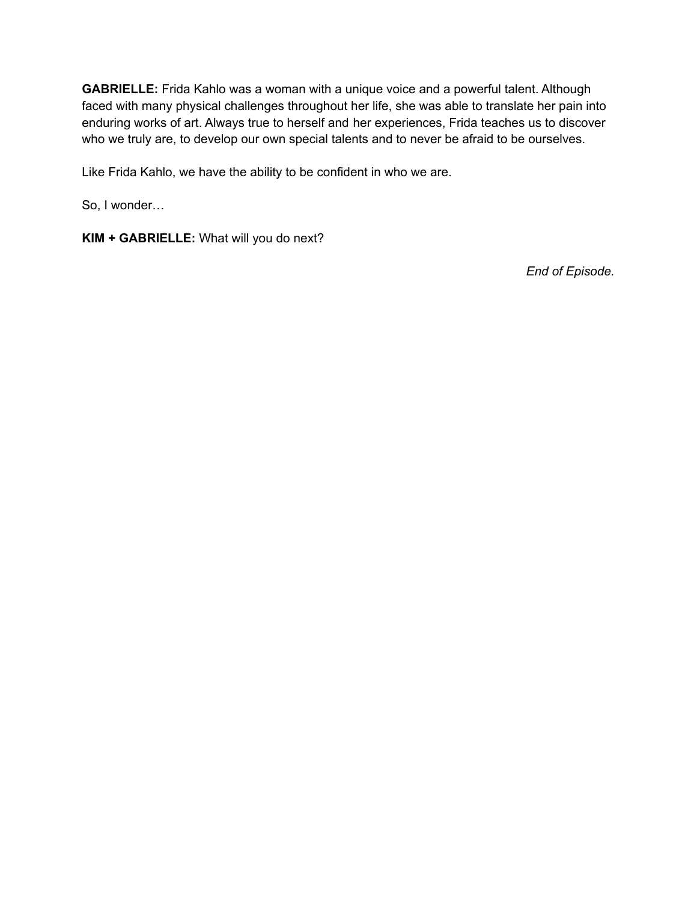**GABRIELLE:** Frida Kahlo was a woman with a unique voice and a powerful talent. Although faced with many physical challenges throughout her life, she was able to translate her pain into enduring works of art. Always true to herself and her experiences, Frida teaches us to discover who we truly are, to develop our own special talents and to never be afraid to be ourselves.

Like Frida Kahlo, we have the ability to be confident in who we are.

So, I wonder…

**KIM + GABRIELLE:** What will you do next?

*End of Episode.*